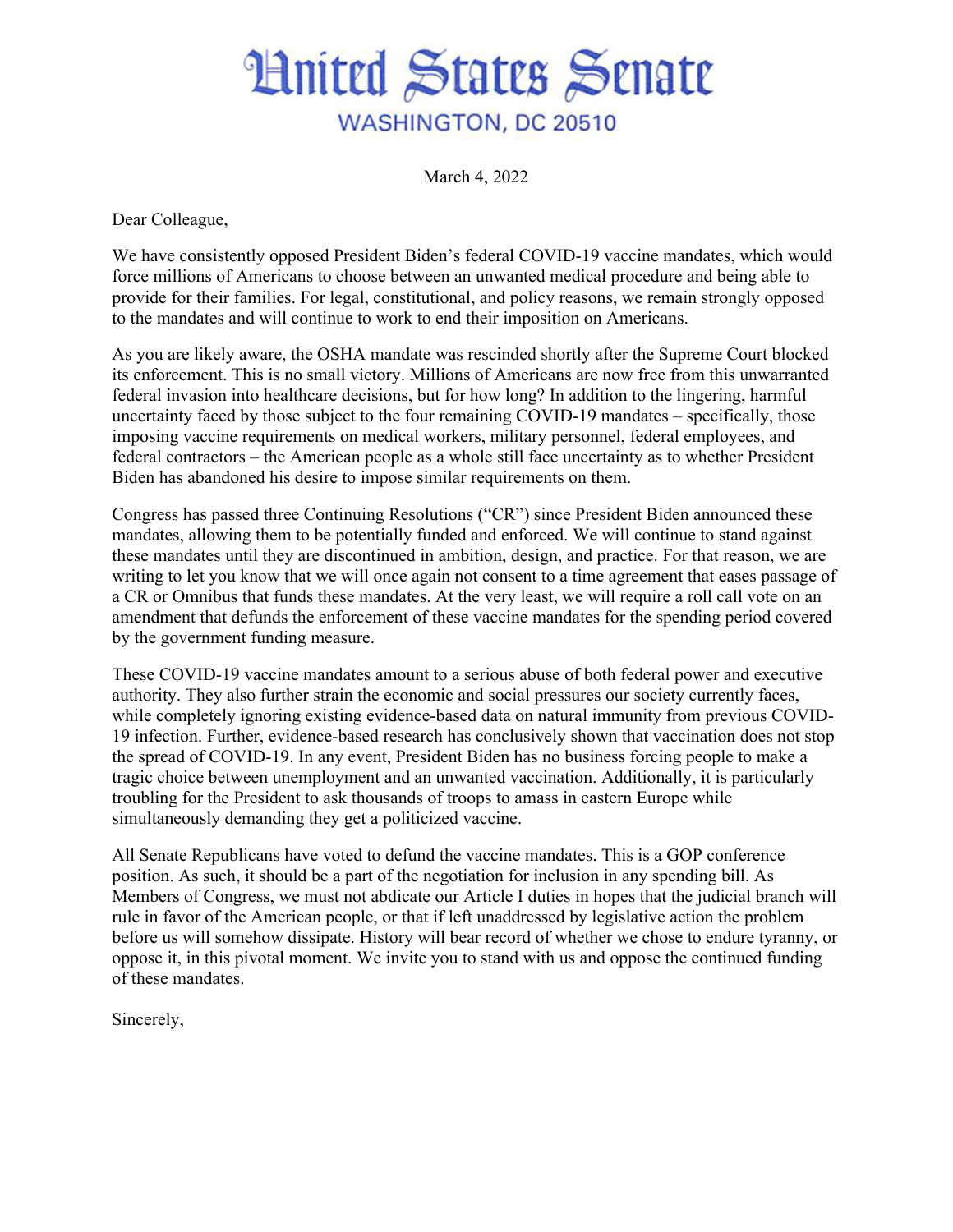# United States Senate

WASHINGTON, DC 20510

March 4, 2022

Dear Colleague,

We have consistently opposed President Biden's federal COVID-19 vaccine mandates, which would force millions of Americans to choose between an unwanted medical procedure and being able to provide for their families. For legal, constitutional, and policy reasons, we remain strongly opposed to the mandates and will continue to work to end their imposition on Americans.

As you are likely aware, the OSHA mandate was rescinded shortly after the Supreme Court blocked its enforcement. This is no small victory. Millions of Americans are now free from this unwarranted federal invasion into healthcare decisions, but for how long? In addition to the lingering, harmful uncertainty faced by those subject to the four remaining COVID-19 mandates – specifically, those imposing vaccine requirements on medical workers, military personnel, federal employees, and federal contractors – the American people as a whole still face uncertainty as to whether President Biden has abandoned his desire to impose similar requirements on them.

Congress has passed three Continuing Resolutions ("CR") since President Biden announced these mandates, allowing them to be potentially funded and enforced. We will continue to stand against these mandates until they are discontinued in ambition, design, and practice. For that reason, we are writing to let you know that we will once again not consent to a time agreement that eases passage of a CR or Omnibus that funds these mandates. At the very least, we will require a roll call vote on an amendment that defunds the enforcement of these vaccine mandates for the spending period covered by the government funding measure.

These COVID-19 vaccine mandates amount to a serious abuse of both federal power and executive authority. They also further strain the economic and social pressures our society currently faces, while completely ignoring existing evidence-based data on natural immunity from previous COVID-19 infection. Further, evidence-based research has conclusively shown that vaccination does not stop the spread of COVID-19. In any event, President Biden has no business forcing people to make a tragic choice between unemployment and an unwanted vaccination. Additionally, it is particularly troubling for the President to ask thousands of troops to amass in eastern Europe while simultaneously demanding they get a politicized vaccine.

All Senate Republicans have voted to defund the vaccine mandates. This is a GOP conference position. As such, it should be a part of the negotiation for inclusion in any spending bill. As Members of Congress, we must not abdicate our Article I duties in hopes that the judicial branch will rule in favor of the American people, or that if left unaddressed by legislative action the problem before us will somehow dissipate. History will bear record of whether we chose to endure tyranny, or oppose it, in this pivotal moment. We invite you to stand with us and oppose the continued funding of these mandates.

Sincerely,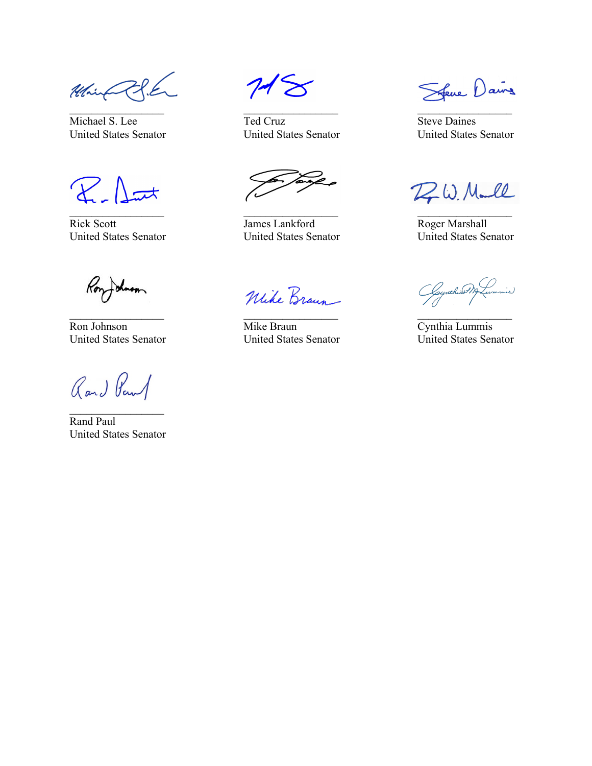Michael S. Lee
United States Senator

Ted Cruz
United States Senator

Steve Daines
United States Senator

Rick Scott
United States Senator

James Lankford
United States Senator

Roger Marshall
United States Senator

Ron Johnson
United States Senator

Mike Braun
United States Senator

Cynthia Lummis
United States Senator

Rand Paul
United States Senator